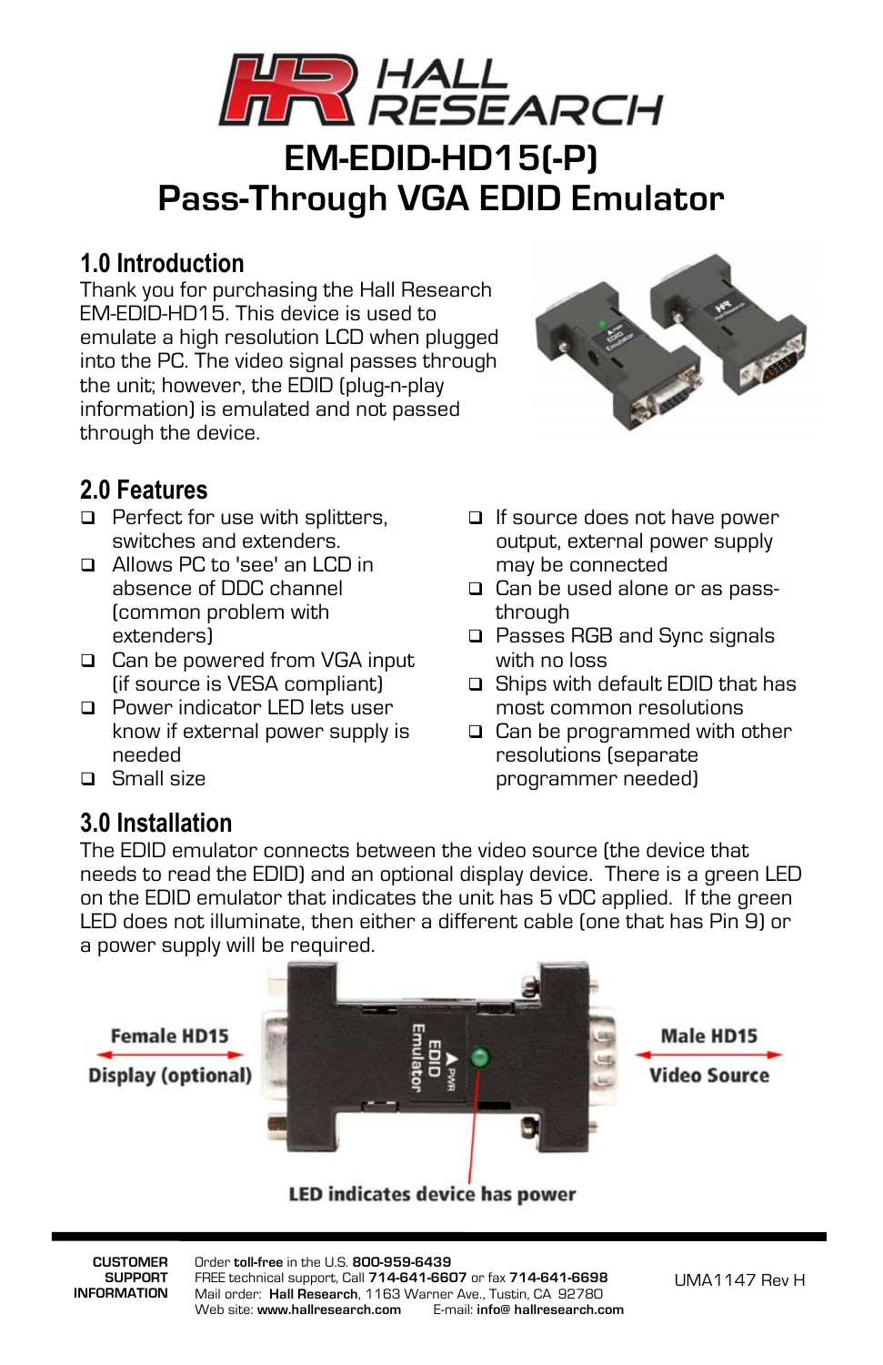# EM-EDID-HD15(-P)
# Pass-Through VGA EDID Emulator

## 1.0 Introduction

Thank you for purchasing the Hall Research EM-EDID-HD15. This device is used to emulate a high resolution LCD when plugged into the PC. The video signal passes through the unit; however, the EDID (plug-n-play information) is emulated and not passed through the device.

## 2.0 Features

- Perfect for use with splitters, switches and extenders.
- Allows PC to 'see' an LCD in absence of DDC channel (common problem with extenders)
- Can be powered from VGA input (if source is VESA compliant)
- Power indicator LED lets user know if external power supply is needed
- Small size
- If source does not have power output, external power supply may be connected
- Can be used alone or as pass-through
- Passes RGB and Sync signals with no loss
- Ships with default EDID that has most common resolutions
- Can be programmed with other resolutions (separate programmer needed)

## 3.0 Installation

The EDID emulator connects between the video source (the device that needs to read the EDID) and an optional display device. There is a green LED on the EDID emulator that indicates the unit has 5 vDC applied. If the green LED does not illuminate, then either a different cable (one that has Pin 9) or a power supply will be required.

Female HD15 — Display (optional)

Male HD15 — Video Source

LED indicates device has power

**CUSTOMER SUPPORT INFORMATION**

Order **toll-free** in the U.S. **800-959-6439**
FREE technical support, Call **714-641-6607** or fax **714-641-6698**
Mail order: **Hall Research**, 1163 Warner Ave., Tustin, CA 92780
Web site: **www.hallresearch.com** E-mail: **info@ hallresearch.com**

UMA1147 Rev H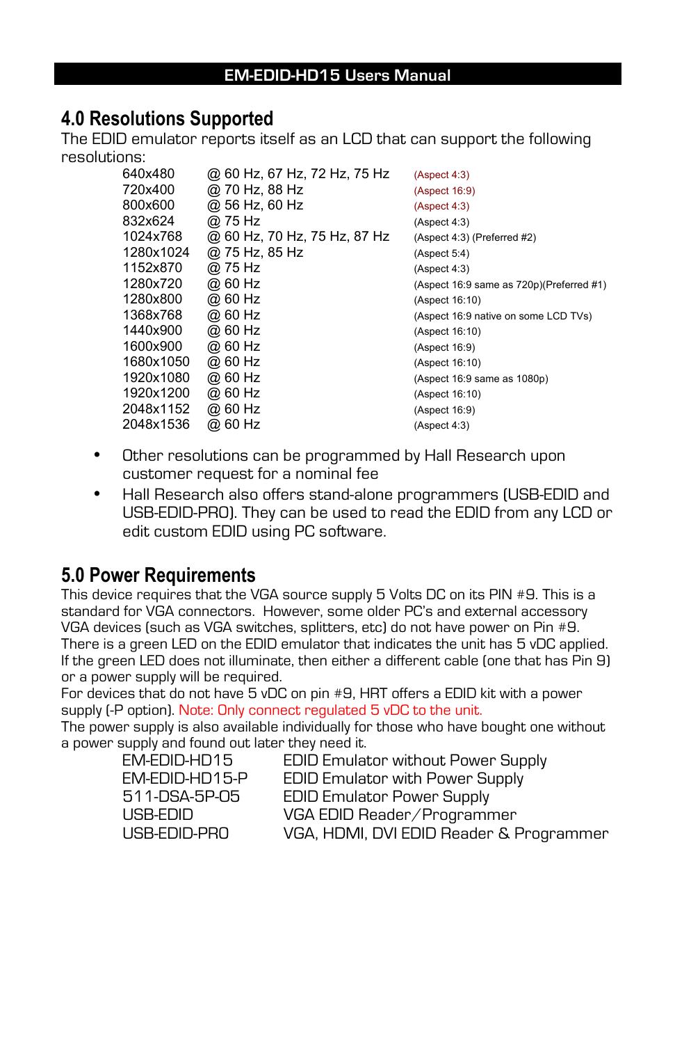## 4.0 Resolutions Supported

The EDID emulator reports itself as an LCD that can support the following resolutions:

| | | |
|---|---|---|
| 640x480 | @ 60 Hz, 67 Hz, 72 Hz, 75 Hz | (Aspect 4:3) |
| 720x400 | @ 70 Hz, 88 Hz | (Aspect 16:9) |
| 800x600 | @ 56 Hz, 60 Hz | (Aspect 4:3) |
| 832x624 | @ 75 Hz | (Aspect 4:3) |
| 1024x768 | @ 60 Hz, 70 Hz, 75 Hz, 87 Hz | (Aspect 4:3) (Preferred #2) |
| 1280x1024 | @ 75 Hz, 85 Hz | (Aspect 5:4) |
| 1152x870 | @ 75 Hz | (Aspect 4:3) |
| 1280x720 | @ 60 Hz | (Aspect 16:9 same as 720p)(Preferred #1) |
| 1280x800 | @ 60 Hz | (Aspect 16:10) |
| 1368x768 | @ 60 Hz | (Aspect 16:9 native on some LCD TVs) |
| 1440x900 | @ 60 Hz | (Aspect 16:10) |
| 1600x900 | @ 60 Hz | (Aspect 16:9) |
| 1680x1050 | @ 60 Hz | (Aspect 16:10) |
| 1920x1080 | @ 60 Hz | (Aspect 16:9 same as 1080p) |
| 1920x1200 | @ 60 Hz | (Aspect 16:10) |
| 2048x1152 | @ 60 Hz | (Aspect 16:9) |
| 2048x1536 | @ 60 Hz | (Aspect 4:3) |

- Other resolutions can be programmed by Hall Research upon customer request for a nominal fee
- Hall Research also offers stand-alone programmers (USB-EDID and USB-EDID-PRO). They can be used to read the EDID from any LCD or edit custom EDID using PC software.

## 5.0 Power Requirements

This device requires that the VGA source supply 5 Volts DC on its PIN #9. This is a standard for VGA connectors. However, some older PC's and external accessory VGA devices (such as VGA switches, splitters, etc) do not have power on Pin #9. There is a green LED on the EDID emulator that indicates the unit has 5 vDC applied. If the green LED does not illuminate, then either a different cable (one that has Pin 9) or a power supply will be required.
For devices that do not have 5 vDC on pin #9, HRT offers a EDID kit with a power supply (-P option). Note: Only connect regulated 5 vDC to the unit.
The power supply is also available individually for those who have bought one without a power supply and found out later they need it.

| | |
|---|---|
| EM-EDID-HD15 | EDID Emulator without Power Supply |
| EM-EDID-HD15-P | EDID Emulator with Power Supply |
| 511-DSA-5P-05 | EDID Emulator Power Supply |
| USB-EDID | VGA EDID Reader/Programmer |
| USB-EDID-PRO | VGA, HDMI, DVI EDID Reader & Programmer |